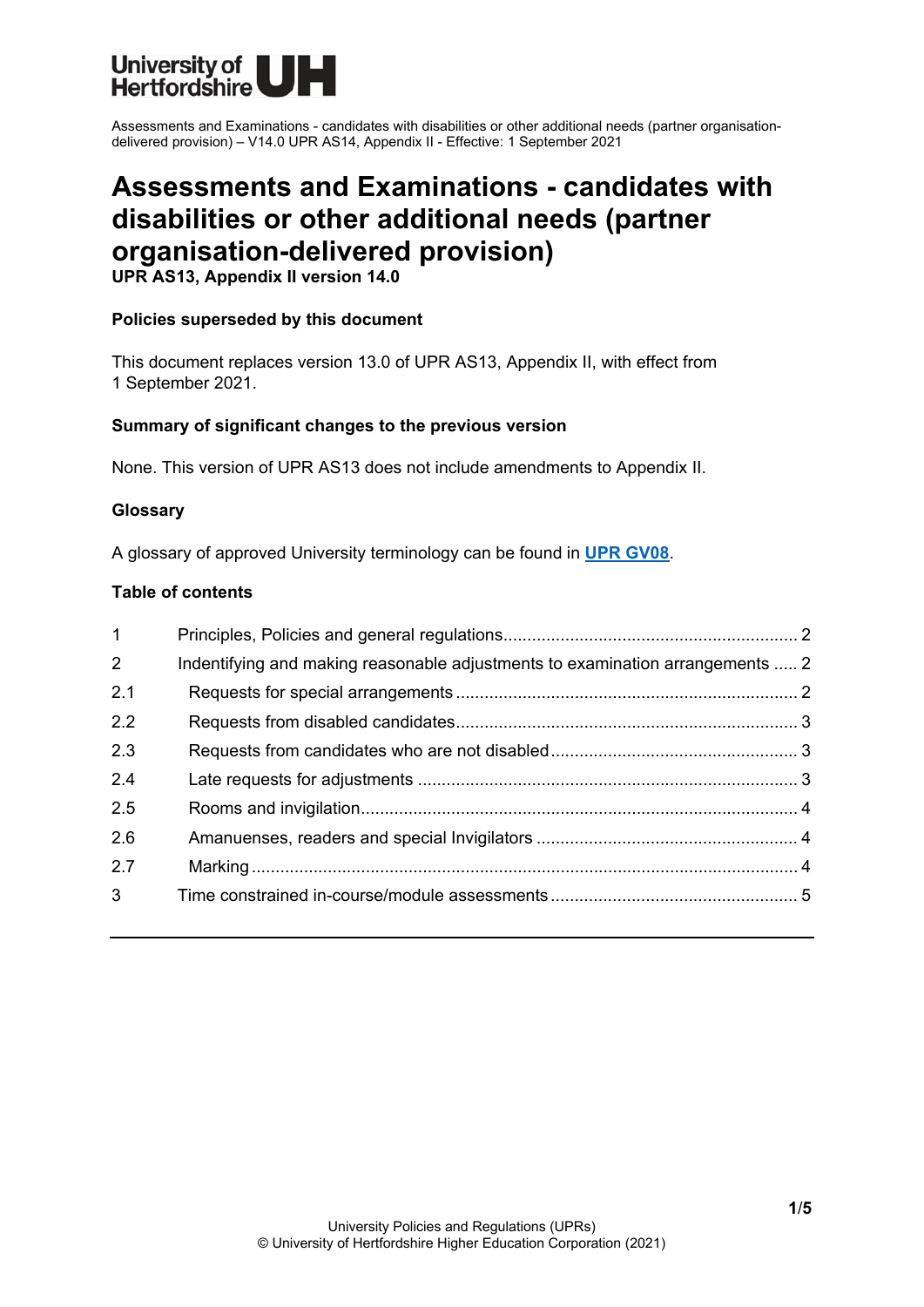University of Hertfordshire UH

Assessments and Examinations - candidates with disabilities or other additional needs (partner organisation-delivered provision) – V14.0 UPR AS14, Appendix II - Effective: 1 September 2021

# Assessments and Examinations - candidates with disabilities or other additional needs (partner organisation-delivered provision)

**UPR AS13, Appendix II version 14.0**

**Policies superseded by this document**

This document replaces version 13.0 of UPR AS13, Appendix II, with effect from 1 September 2021.

**Summary of significant changes to the previous version**

None. This version of UPR AS13 does not include amendments to Appendix II.

**Glossary**

A glossary of approved University terminology can be found in **UPR GV08**.

**Table of contents**

| | | |
|---|---|---|
| 1 | Principles, Policies and general regulations | 2 |
| 2 | Indentifying and making reasonable adjustments to examination arrangements | 2 |
| 2.1 | Requests for special arrangements | 2 |
| 2.2 | Requests from disabled candidates | 3 |
| 2.3 | Requests from candidates who are not disabled | 3 |
| 2.4 | Late requests for adjustments | 3 |
| 2.5 | Rooms and invigilation | 4 |
| 2.6 | Amanuenses, readers and special Invigilators | 4 |
| 2.7 | Marking | 4 |
| 3 | Time constrained in-course/module assessments | 5 |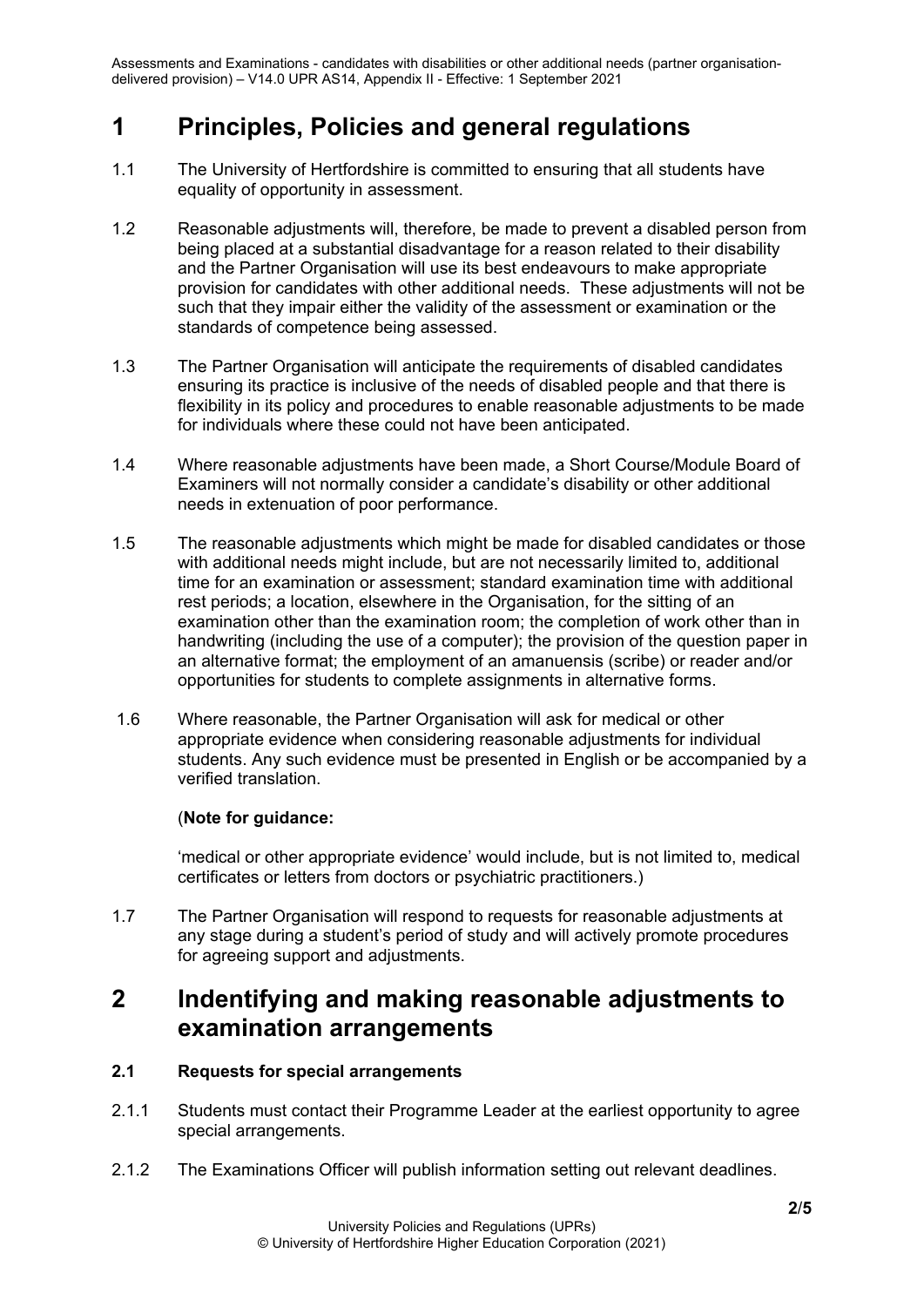# 1 Principles, Policies and general regulations

1.1 The University of Hertfordshire is committed to ensuring that all students have equality of opportunity in assessment.

1.2 Reasonable adjustments will, therefore, be made to prevent a disabled person from being placed at a substantial disadvantage for a reason related to their disability and the Partner Organisation will use its best endeavours to make appropriate provision for candidates with other additional needs. These adjustments will not be such that they impair either the validity of the assessment or examination or the standards of competence being assessed.

1.3 The Partner Organisation will anticipate the requirements of disabled candidates ensuring its practice is inclusive of the needs of disabled people and that there is flexibility in its policy and procedures to enable reasonable adjustments to be made for individuals where these could not have been anticipated.

1.4 Where reasonable adjustments have been made, a Short Course/Module Board of Examiners will not normally consider a candidate's disability or other additional needs in extenuation of poor performance.

1.5 The reasonable adjustments which might be made for disabled candidates or those with additional needs might include, but are not necessarily limited to, additional time for an examination or assessment; standard examination time with additional rest periods; a location, elsewhere in the Organisation, for the sitting of an examination other than the examination room; the completion of work other than in handwriting (including the use of a computer); the provision of the question paper in an alternative format; the employment of an amanuensis (scribe) or reader and/or opportunities for students to complete assignments in alternative forms.

1.6 Where reasonable, the Partner Organisation will ask for medical or other appropriate evidence when considering reasonable adjustments for individual students. Any such evidence must be presented in English or be accompanied by a verified translation.

(**Note for guidance:**

'medical or other appropriate evidence' would include, but is not limited to, medical certificates or letters from doctors or psychiatric practitioners.)

1.7 The Partner Organisation will respond to requests for reasonable adjustments at any stage during a student's period of study and will actively promote procedures for agreeing support and adjustments.

# 2 Indentifying and making reasonable adjustments to examination arrangements

### 2.1 Requests for special arrangements

2.1.1 Students must contact their Programme Leader at the earliest opportunity to agree special arrangements.

2.1.2 The Examinations Officer will publish information setting out relevant deadlines.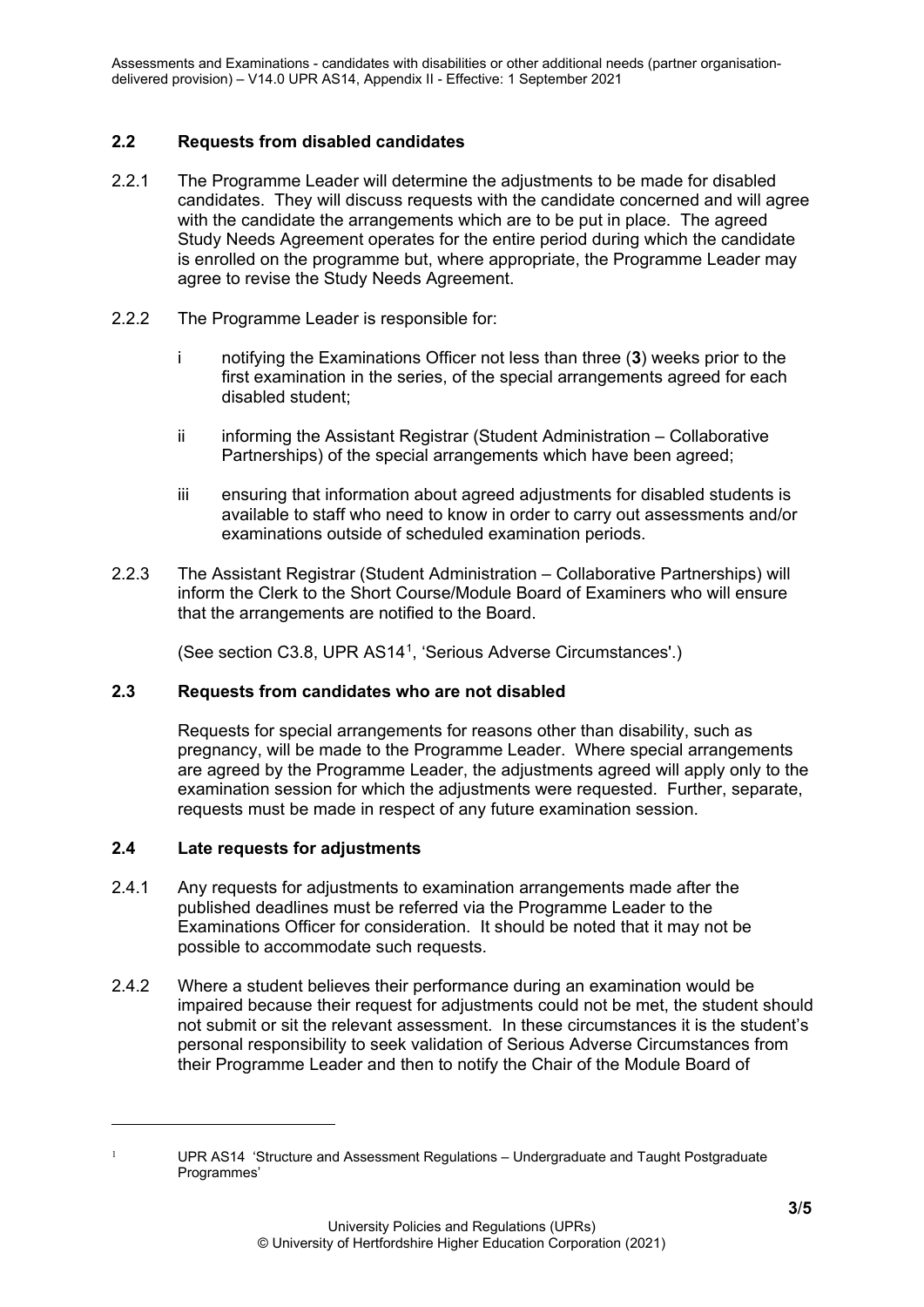## 2.2 Requests from disabled candidates

2.2.1 The Programme Leader will determine the adjustments to be made for disabled candidates. They will discuss requests with the candidate concerned and will agree with the candidate the arrangements which are to be put in place. The agreed Study Needs Agreement operates for the entire period during which the candidate is enrolled on the programme but, where appropriate, the Programme Leader may agree to revise the Study Needs Agreement.

2.2.2 The Programme Leader is responsible for:

- i notifying the Examinations Officer not less than three (**3**) weeks prior to the first examination in the series, of the special arrangements agreed for each disabled student;
- ii informing the Assistant Registrar (Student Administration – Collaborative Partnerships) of the special arrangements which have been agreed;
- iii ensuring that information about agreed adjustments for disabled students is available to staff who need to know in order to carry out assessments and/or examinations outside of scheduled examination periods.

2.2.3 The Assistant Registrar (Student Administration – Collaborative Partnerships) will inform the Clerk to the Short Course/Module Board of Examiners who will ensure that the arrangements are notified to the Board.

(See section C3.8, UPR AS14[1], 'Serious Adverse Circumstances'.)

## 2.3 Requests from candidates who are not disabled

Requests for special arrangements for reasons other than disability, such as pregnancy, will be made to the Programme Leader. Where special arrangements are agreed by the Programme Leader, the adjustments agreed will apply only to the examination session for which the adjustments were requested. Further, separate, requests must be made in respect of any future examination session.

## 2.4 Late requests for adjustments

2.4.1 Any requests for adjustments to examination arrangements made after the published deadlines must be referred via the Programme Leader to the Examinations Officer for consideration. It should be noted that it may not be possible to accommodate such requests.

2.4.2 Where a student believes their performance during an examination would be impaired because their request for adjustments could not be met, the student should not submit or sit the relevant assessment. In these circumstances it is the student's personal responsibility to seek validation of Serious Adverse Circumstances from their Programme Leader and then to notify the Chair of the Module Board of

---

[1] UPR AS14 'Structure and Assessment Regulations – Undergraduate and Taught Postgraduate Programmes'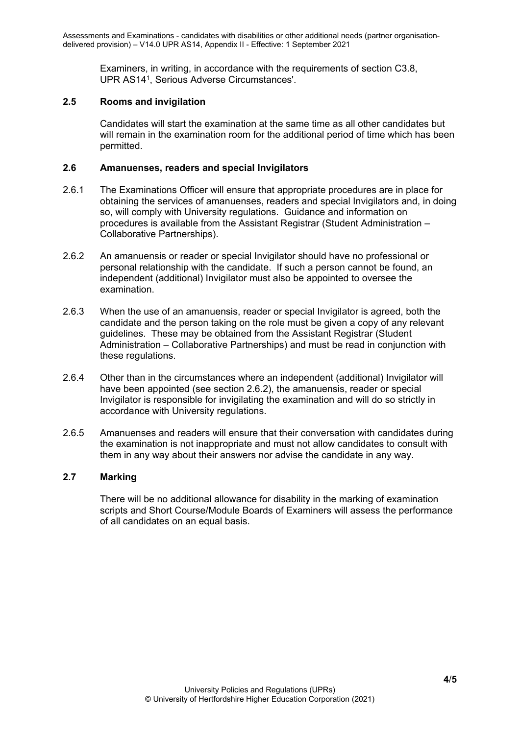Examiners, in writing, in accordance with the requirements of section C3.8, UPR AS14[1], Serious Adverse Circumstances'.

### 2.5 Rooms and invigilation

Candidates will start the examination at the same time as all other candidates but will remain in the examination room for the additional period of time which has been permitted.

### 2.6 Amanuenses, readers and special Invigilators

2.6.1 The Examinations Officer will ensure that appropriate procedures are in place for obtaining the services of amanuenses, readers and special Invigilators and, in doing so, will comply with University regulations. Guidance and information on procedures is available from the Assistant Registrar (Student Administration – Collaborative Partnerships).

2.6.2 An amanuensis or reader or special Invigilator should have no professional or personal relationship with the candidate. If such a person cannot be found, an independent (additional) Invigilator must also be appointed to oversee the examination.

2.6.3 When the use of an amanuensis, reader or special Invigilator is agreed, both the candidate and the person taking on the role must be given a copy of any relevant guidelines. These may be obtained from the Assistant Registrar (Student Administration – Collaborative Partnerships) and must be read in conjunction with these regulations.

2.6.4 Other than in the circumstances where an independent (additional) Invigilator will have been appointed (see section 2.6.2), the amanuensis, reader or special Invigilator is responsible for invigilating the examination and will do so strictly in accordance with University regulations.

2.6.5 Amanuenses and readers will ensure that their conversation with candidates during the examination is not inappropriate and must not allow candidates to consult with them in any way about their answers nor advise the candidate in any way.

### 2.7 Marking

There will be no additional allowance for disability in the marking of examination scripts and Short Course/Module Boards of Examiners will assess the performance of all candidates on an equal basis.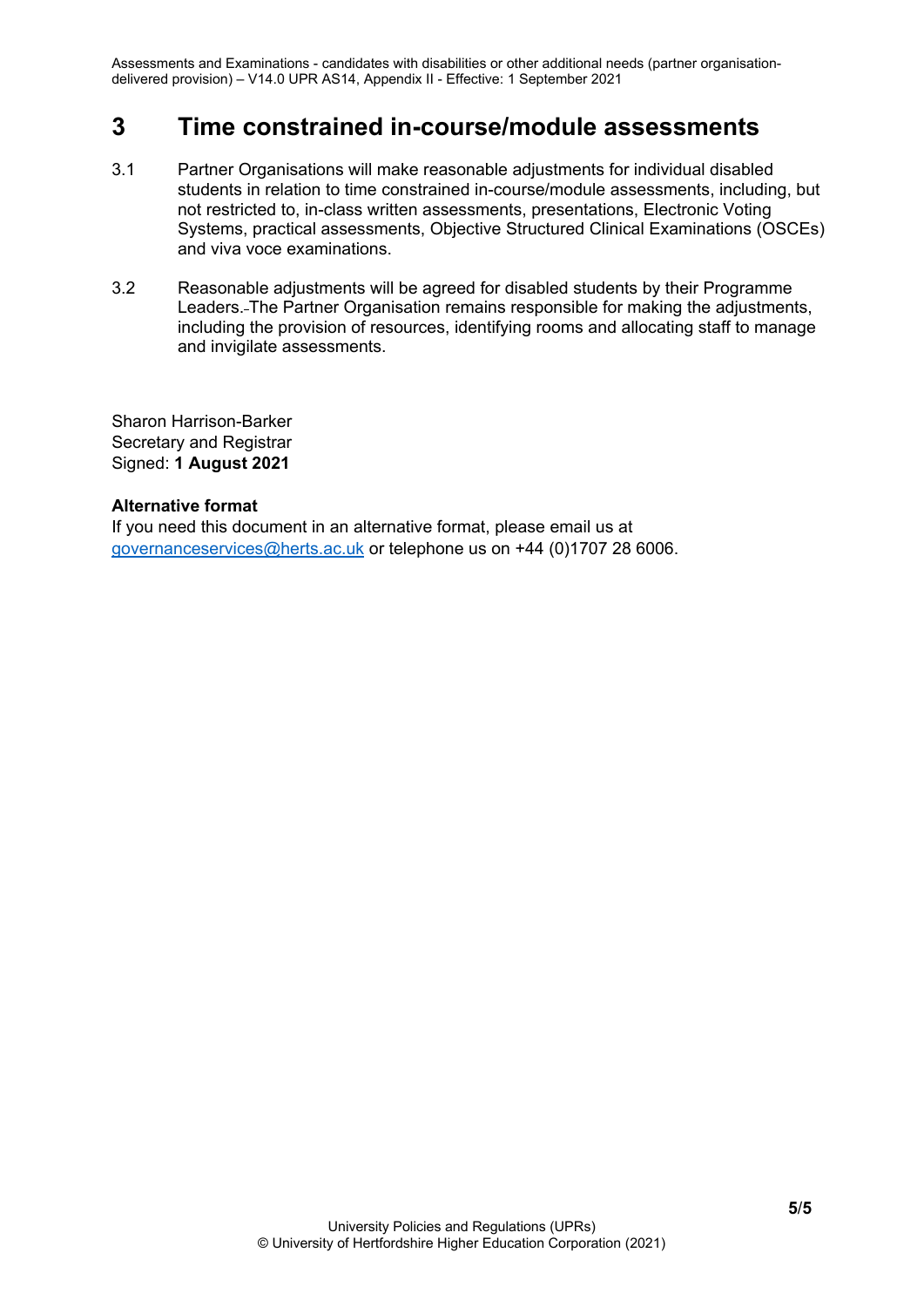# 3 Time constrained in-course/module assessments

3.1 Partner Organisations will make reasonable adjustments for individual disabled students in relation to time constrained in-course/module assessments, including, but not restricted to, in-class written assessments, presentations, Electronic Voting Systems, practical assessments, Objective Structured Clinical Examinations (OSCEs) and viva voce examinations.

3.2 Reasonable adjustments will be agreed for disabled students by their Programme Leaders. The Partner Organisation remains responsible for making the adjustments, including the provision of resources, identifying rooms and allocating staff to manage and invigilate assessments.

Sharon Harrison-Barker
Secretary and Registrar
Signed: **1 August 2021**

**Alternative format**
If you need this document in an alternative format, please email us at governanceservices@herts.ac.uk or telephone us on +44 (0)1707 28 6006.